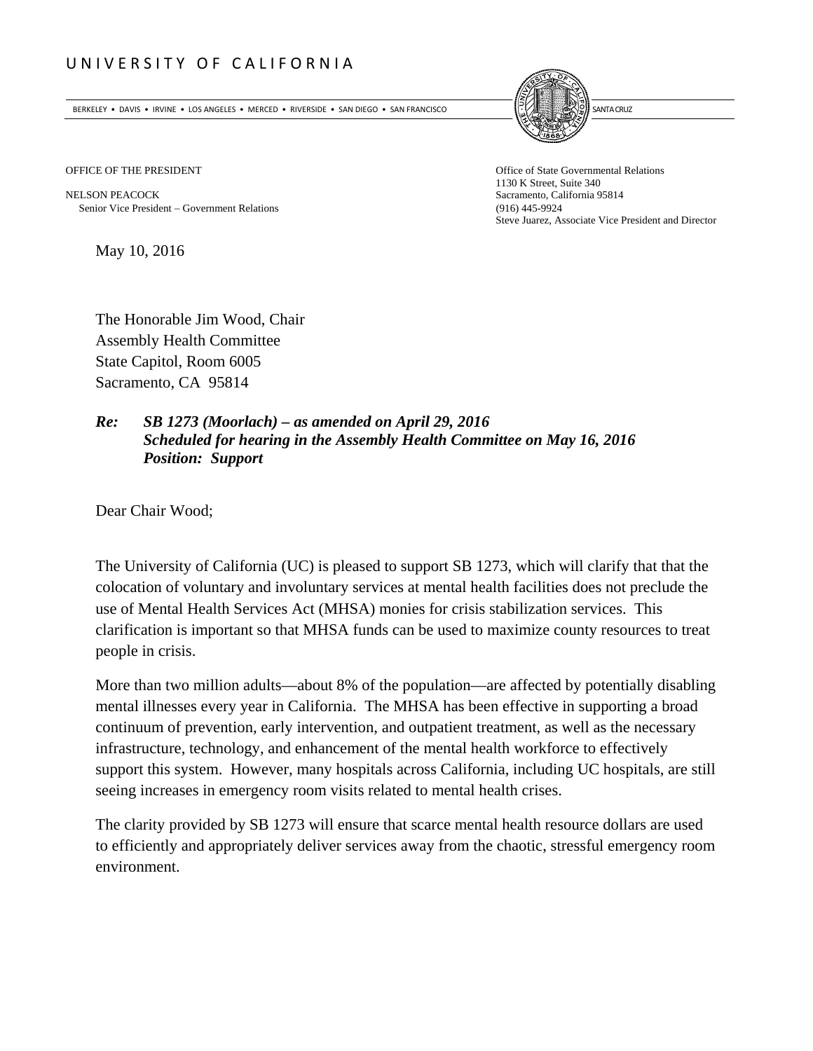# UNIVERSITY OF CALIFORNIA

BERKELEY • DAVIS • IRVINE • LOS ANGELES • MERCED • RIVERSIDE • SAN DIEGO • SAN FRANCISCO SANTA CRUZ

OFFICE OF THE PRESIDENT

NELSON PEACOCK
Senior Vice President – Government Relations

Office of State Governmental Relations
1130 K Street, Suite 340
Sacramento, California 95814
(916) 445-9924
Steve Juarez, Associate Vice President and Director

May 10, 2016

The Honorable Jim Wood, Chair
Assembly Health Committee
State Capitol, Room 6005
Sacramento, CA 95814

***Re: SB 1273 (Moorlach) – as amended on April 29, 2016***
***Scheduled for hearing in the Assembly Health Committee on May 16, 2016***
***Position: Support***

Dear Chair Wood;

The University of California (UC) is pleased to support SB 1273, which will clarify that that the colocation of voluntary and involuntary services at mental health facilities does not preclude the use of Mental Health Services Act (MHSA) monies for crisis stabilization services. This clarification is important so that MHSA funds can be used to maximize county resources to treat people in crisis.

More than two million adults—about 8% of the population—are affected by potentially disabling mental illnesses every year in California. The MHSA has been effective in supporting a broad continuum of prevention, early intervention, and outpatient treatment, as well as the necessary infrastructure, technology, and enhancement of the mental health workforce to effectively support this system. However, many hospitals across California, including UC hospitals, are still seeing increases in emergency room visits related to mental health crises.

The clarity provided by SB 1273 will ensure that scarce mental health resource dollars are used to efficiently and appropriately deliver services away from the chaotic, stressful emergency room environment.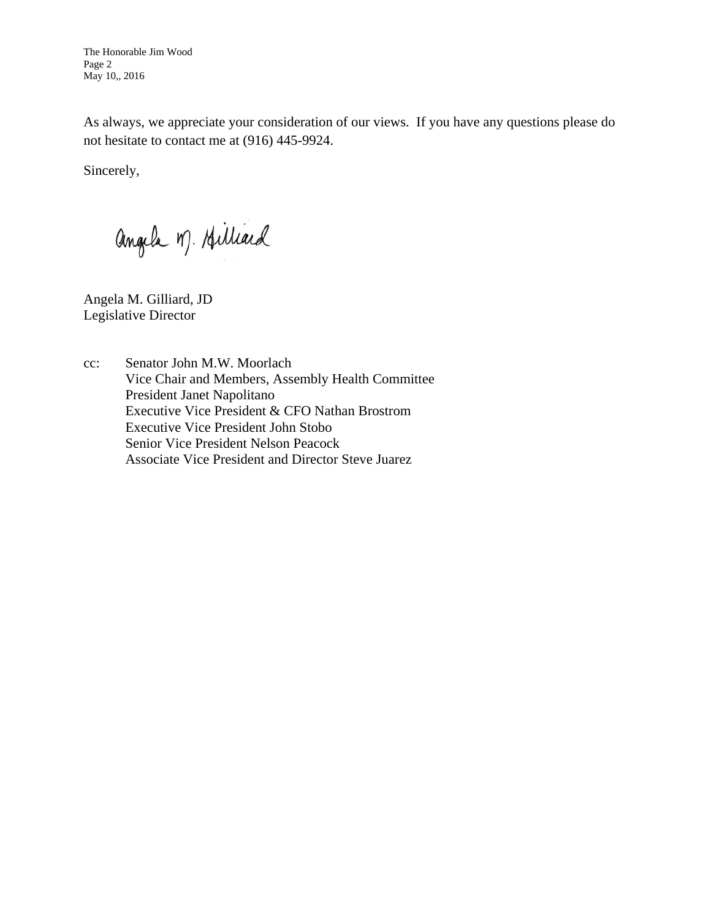As always, we appreciate your consideration of our views. If you have any questions please do not hesitate to contact me at (916) 445-9924.

Sincerely,

Angela M. Gilliard

Angela M. Gilliard, JD
Legislative Director

cc: Senator John M.W. Moorlach
Vice Chair and Members, Assembly Health Committee
President Janet Napolitano
Executive Vice President & CFO Nathan Brostrom
Executive Vice President John Stobo
Senior Vice President Nelson Peacock
Associate Vice President and Director Steve Juarez